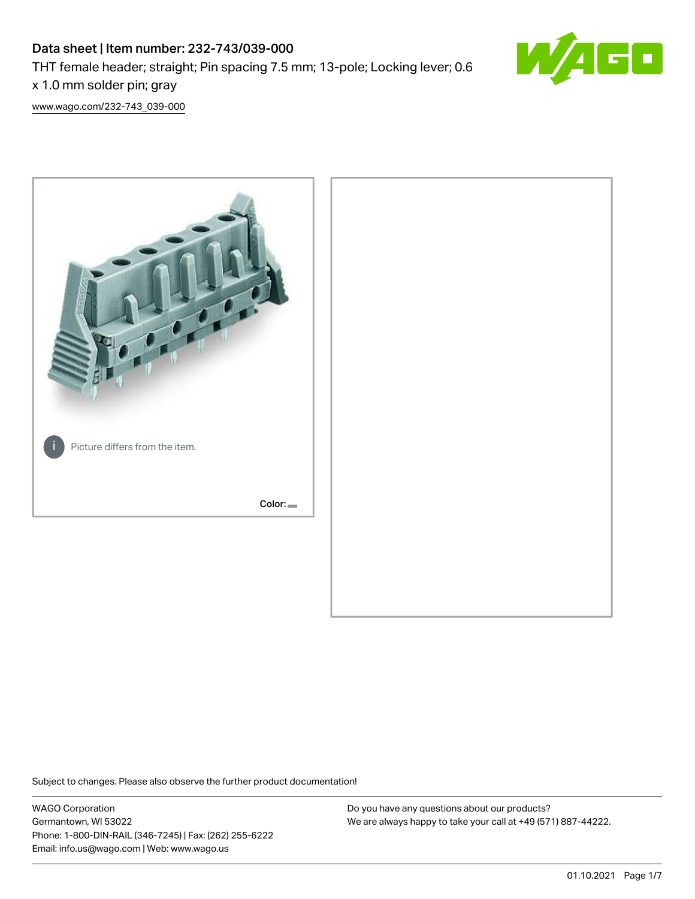# Data sheet | Item number: 232-743/039-000

THT female header; straight; Pin spacing 7.5 mm; 13-pole; Locking lever; 0.6 x 1.0 mm solder pin; gray

www.wago.com/232-743_039-000

Picture differs from the item.

Color:

Subject to changes. Please also observe the further product documentation!

WAGO Corporation
Germantown, WI 53022
Phone: 1-800-DIN-RAIL (346-7245) | Fax: (262) 255-6222
Email: info.us@wago.com | Web: www.wago.us

Do you have any questions about our products?
We are always happy to take your call at +49 (571) 887-44222.

01.10.2021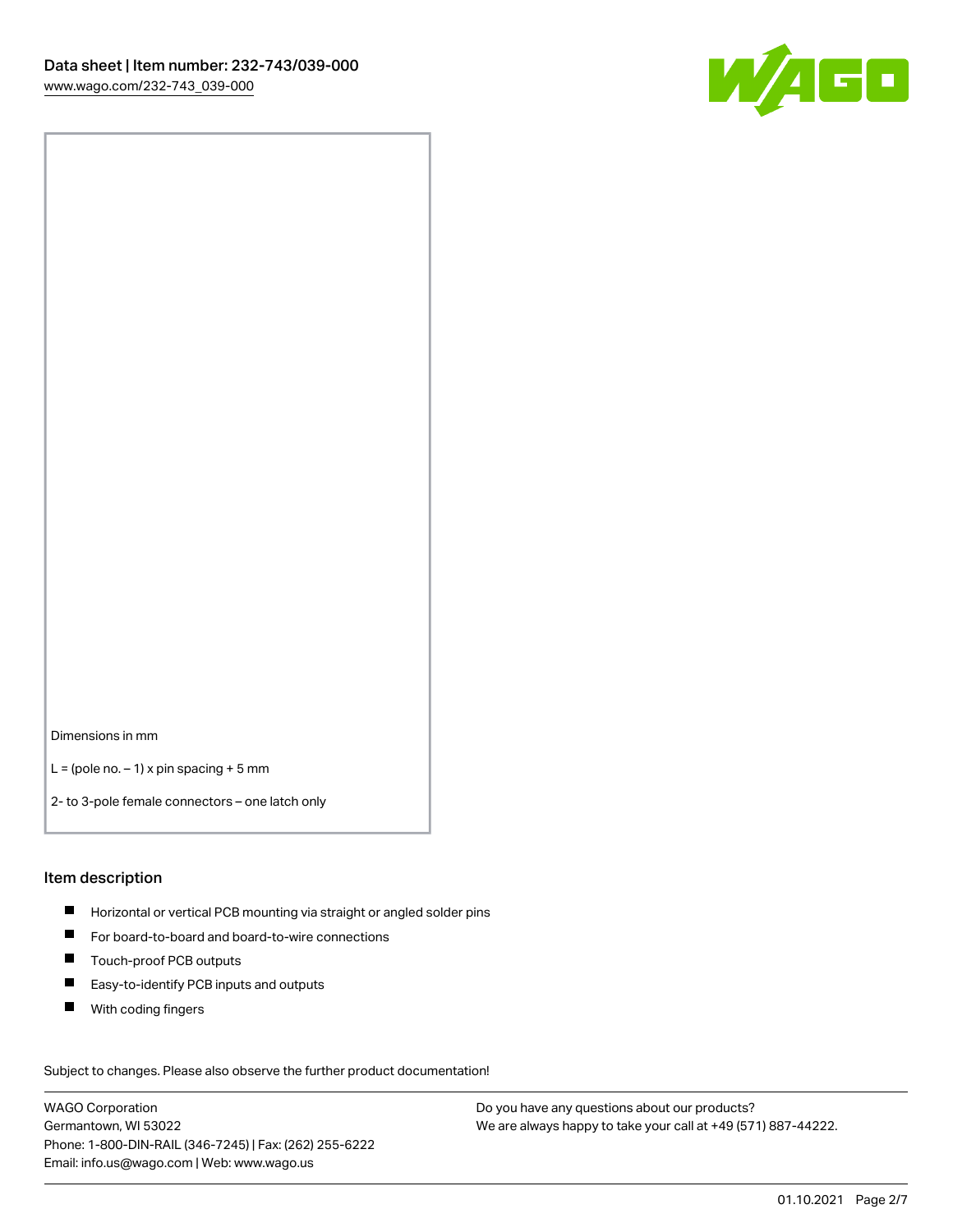Dimensions in mm

L = (pole no. – 1) x pin spacing + 5 mm

2- to 3-pole female connectors – one latch only

## Item description

- Horizontal or vertical PCB mounting via straight or angled solder pins
- For board-to-board and board-to-wire connections
- Touch-proof PCB outputs
- Easy-to-identify PCB inputs and outputs
- With coding fingers

Subject to changes. Please also observe the further product documentation!

WAGO Corporation
Germantown, WI 53022
Phone: 1-800-DIN-RAIL (346-7245) | Fax: (262) 255-6222
Email: info.us@wago.com | Web: www.wago.us

Do you have any questions about our products?
We are always happy to take your call at +49 (571) 887-44222.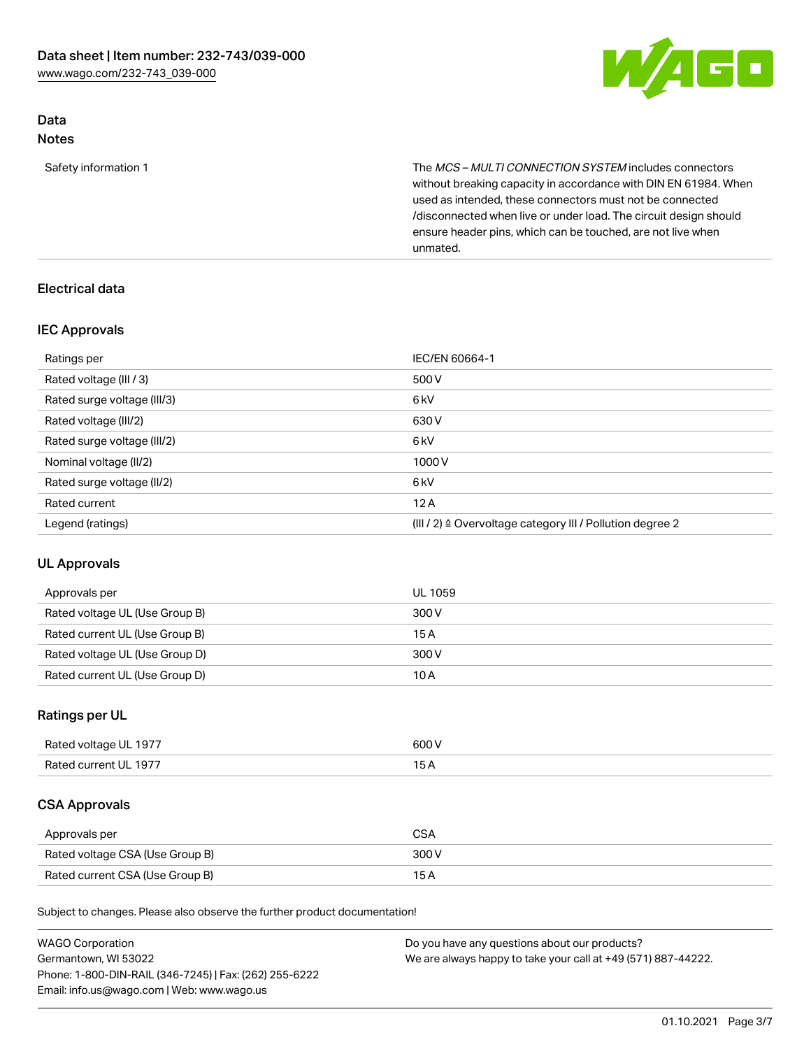## Data

### Notes

| | |
|---|---|
| Safety information 1 | The *MCS – MULTI CONNECTION SYSTEM* includes connectors without breaking capacity in accordance with DIN EN 61984. When used as intended, these connectors must not be connected /disconnected when live or under load. The circuit design should ensure header pins, which can be touched, are not live when unmated. |

## Electrical data

### IEC Approvals

| | |
|---|---|
| Ratings per | IEC/EN 60664-1 |
| Rated voltage (III / 3) | 500 V |
| Rated surge voltage (III/3) | 6 kV |
| Rated voltage (III/2) | 630 V |
| Rated surge voltage (III/2) | 6 kV |
| Nominal voltage (II/2) | 1000 V |
| Rated surge voltage (II/2) | 6 kV |
| Rated current | 12 A |
| Legend (ratings) | (III / 2) ≙ Overvoltage category III / Pollution degree 2 |

### UL Approvals

| | |
|---|---|
| Approvals per | UL 1059 |
| Rated voltage UL (Use Group B) | 300 V |
| Rated current UL (Use Group B) | 15 A |
| Rated voltage UL (Use Group D) | 300 V |
| Rated current UL (Use Group D) | 10 A |

### Ratings per UL

| | |
|---|---|
| Rated voltage UL 1977 | 600 V |
| Rated current UL 1977 | 15 A |

### CSA Approvals

| | |
|---|---|
| Approvals per | CSA |
| Rated voltage CSA (Use Group B) | 300 V |
| Rated current CSA (Use Group B) | 15 A |

Subject to changes. Please also observe the further product documentation!

WAGO Corporation
Germantown, WI 53022
Phone: 1-800-DIN-RAIL (346-7245) | Fax: (262) 255-6222
Email: info.us@wago.com | Web: www.wago.us

Do you have any questions about our products?
We are always happy to take your call at +49 (571) 887-44222.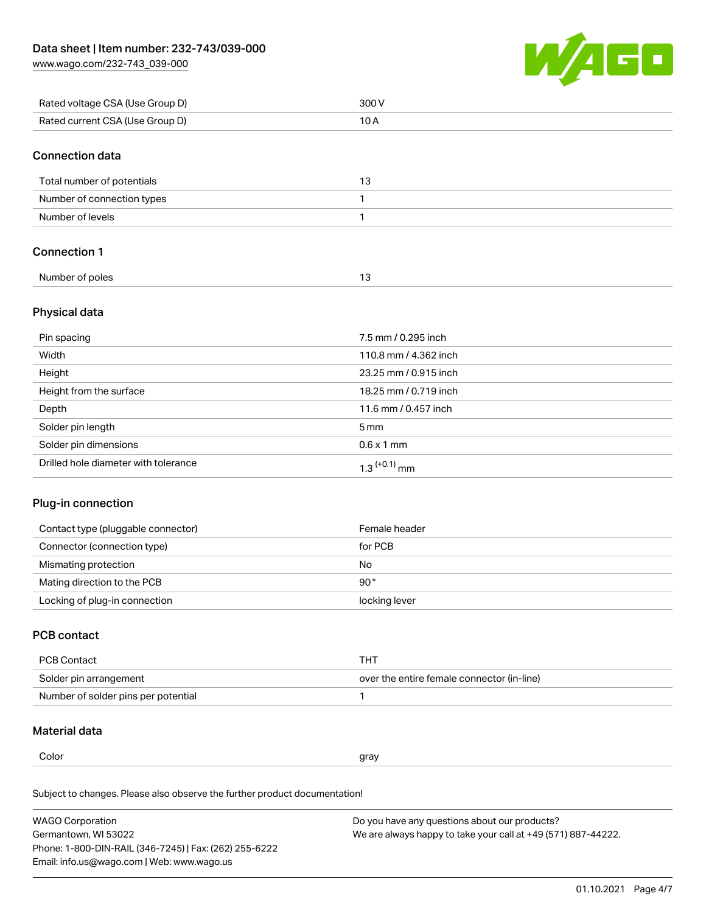| | |
|---|---|
| Rated voltage CSA (Use Group D) | 300 V |
| Rated current CSA (Use Group D) | 10 A |

## Connection data

| | |
|---|---|
| Total number of potentials | 13 |
| Number of connection types | 1 |
| Number of levels | 1 |

## Connection 1

| | |
|---|---|
| Number of poles | 13 |

## Physical data

| | |
|---|---|
| Pin spacing | 7.5 mm / 0.295 inch |
| Width | 110.8 mm / 4.362 inch |
| Height | 23.25 mm / 0.915 inch |
| Height from the surface | 18.25 mm / 0.719 inch |
| Depth | 11.6 mm / 0.457 inch |
| Solder pin length | 5 mm |
| Solder pin dimensions | 0.6 x 1 mm |
| Drilled hole diameter with tolerance | $1.3^{(+0.1)}$ mm |

## Plug-in connection

| | |
|---|---|
| Contact type (pluggable connector) | Female header |
| Connector (connection type) | for PCB |
| Mismating protection | No |
| Mating direction to the PCB | 90° |
| Locking of plug-in connection | locking lever |

## PCB contact

| | |
|---|---|
| PCB Contact | THT |
| Solder pin arrangement | over the entire female connector (in-line) |
| Number of solder pins per potential | 1 |

## Material data

| | |
|---|---|
| Color | gray |

Subject to changes. Please also observe the further product documentation!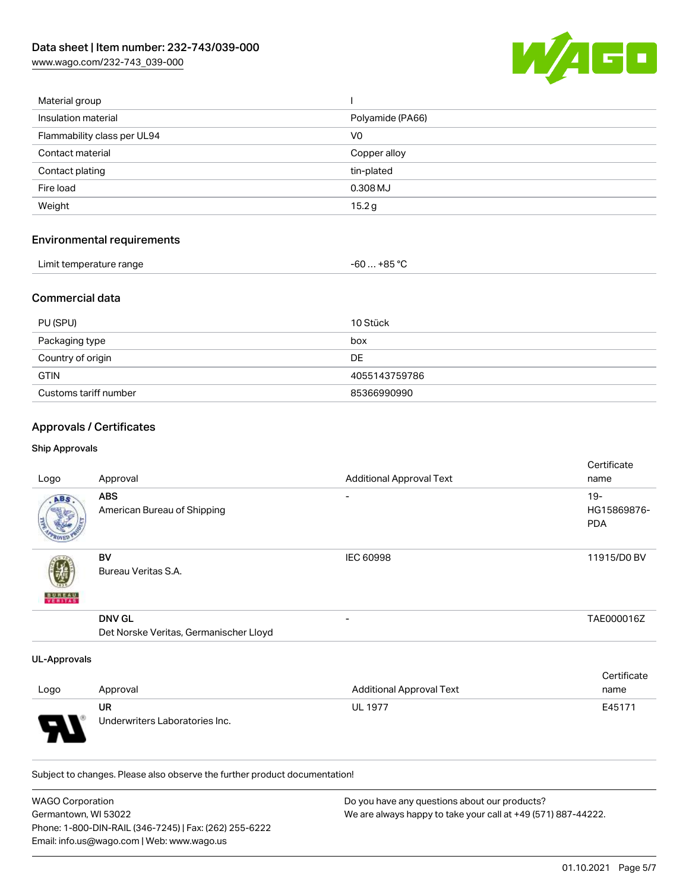| | |
|---|---|
| Material group | I |
| Insulation material | Polyamide (PA66) |
| Flammability class per UL94 | V0 |
| Contact material | Copper alloy |
| Contact plating | tin-plated |
| Fire load | 0.308 MJ |
| Weight | 15.2 g |

## Environmental requirements

| | |
|---|---|
| Limit temperature range | -60 … +85 °C |

## Commercial data

| | |
|---|---|
| PU (SPU) | 10 Stück |
| Packaging type | box |
| Country of origin | DE |
| GTIN | 4055143759786 |
| Customs tariff number | 85366990990 |

## Approvals / Certificates

### Ship Approvals

| Logo | Approval | Additional Approval Text | Certificate name |
|---|---|---|---|
| | **ABS** American Bureau of Shipping | - | 19-HG15869876-PDA |
| | **BV** Bureau Veritas S.A. | IEC 60998 | 11915/D0 BV |
| | **DNV GL** Det Norske Veritas, Germanischer Lloyd | - | TAE000016Z |

### UL-Approvals

| Logo | Approval | Additional Approval Text | Certificate name |
|---|---|---|---|
| | **UR** Underwriters Laboratories Inc. | UL 1977 | E45171 |

Subject to changes. Please also observe the further product documentation!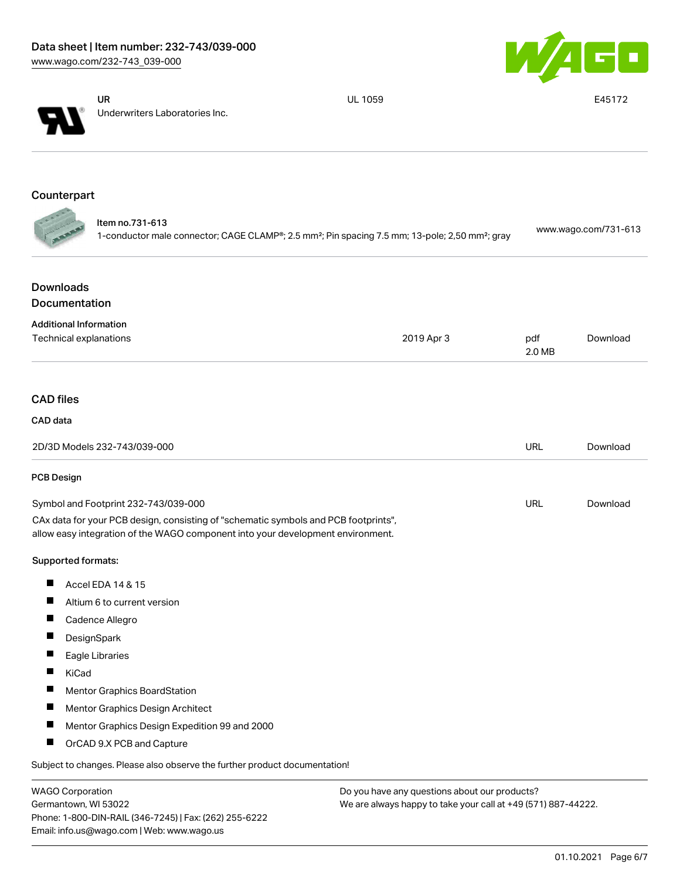| | | |
|---|---|---|
| UR<br>Underwriters Laboratories Inc. | UL 1059 | E45172 |

## Counterpart

Item no.731-613
1-conductor male connector; CAGE CLAMP®; 2.5 mm²; Pin spacing 7.5 mm; 13-pole; 2,50 mm²; gray — www.wago.com/731-613

## Downloads
## Documentation

**Additional Information**

| | | | |
|---|---|---|---|
| Technical explanations | 2019 Apr 3 | pdf<br>2.0 MB | Download |

## CAD files

**CAD data**

| | | |
|---|---|---|
| 2D/3D Models 232-743/039-000 | URL | Download |

**PCB Design**

| | | |
|---|---|---|
| Symbol and Footprint 232-743/039-000 | URL | Download |

CAx data for your PCB design, consisting of "schematic symbols and PCB footprints", allow easy integration of the WAGO component into your development environment.

**Supported formats:**

- Accel EDA 14 & 15
- Altium 6 to current version
- Cadence Allegro
- DesignSpark
- Eagle Libraries
- KiCad
- Mentor Graphics BoardStation
- Mentor Graphics Design Architect
- Mentor Graphics Design Expedition 99 and 2000
- OrCAD 9.X PCB and Capture

Subject to changes. Please also observe the further product documentation!

WAGO Corporation
Germantown, WI 53022
Phone: 1-800-DIN-RAIL (346-7245) | Fax: (262) 255-6222
Email: info.us@wago.com | Web: www.wago.us

Do you have any questions about our products?
We are always happy to take your call at +49 (571) 887-44222.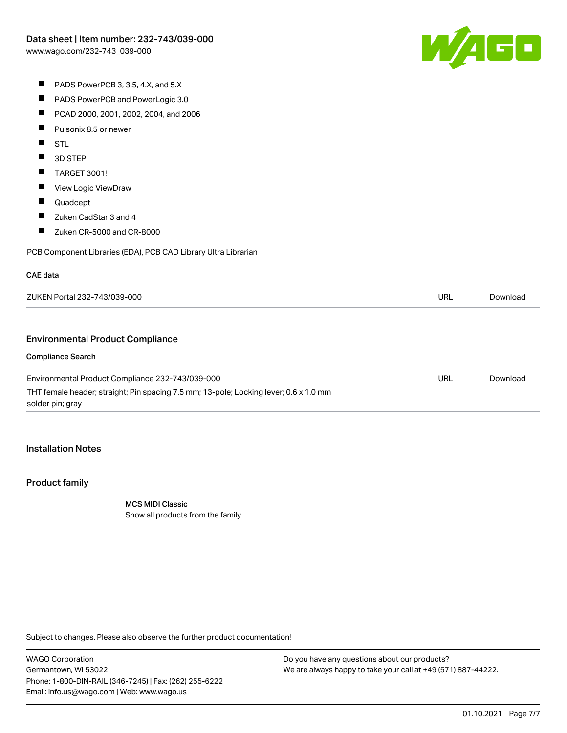- PADS PowerPCB 3, 3.5, 4.X, and 5.X
- PADS PowerPCB and PowerLogic 3.0
- PCAD 2000, 2001, 2002, 2004, and 2006
- Pulsonix 8.5 or newer
- STL
- 3D STEP
- TARGET 3001!
- View Logic ViewDraw
- Quadcept
- Zuken CadStar 3 and 4
- Zuken CR-5000 and CR-8000

PCB Component Libraries (EDA), PCB CAD Library Ultra Librarian

**CAE data**

| | | |
|---|---|---|
| ZUKEN Portal 232-743/039-000 | URL | Download |

## Environmental Product Compliance

**Compliance Search**

| | | |
|---|---|---|
| Environmental Product Compliance 232-743/039-000<br>THT female header; straight; Pin spacing 7.5 mm; 13-pole; Locking lever; 0.6 x 1.0 mm solder pin; gray | URL | Download |

## Installation Notes

## Product family

**MCS MIDI Classic**
Show all products from the family

Subject to changes. Please also observe the further product documentation!

WAGO Corporation
Germantown, WI 53022
Phone: 1-800-DIN-RAIL (346-7245) | Fax: (262) 255-6222
Email: info.us@wago.com | Web: www.wago.us

Do you have any questions about our products?
We are always happy to take your call at +49 (571) 887-44222.